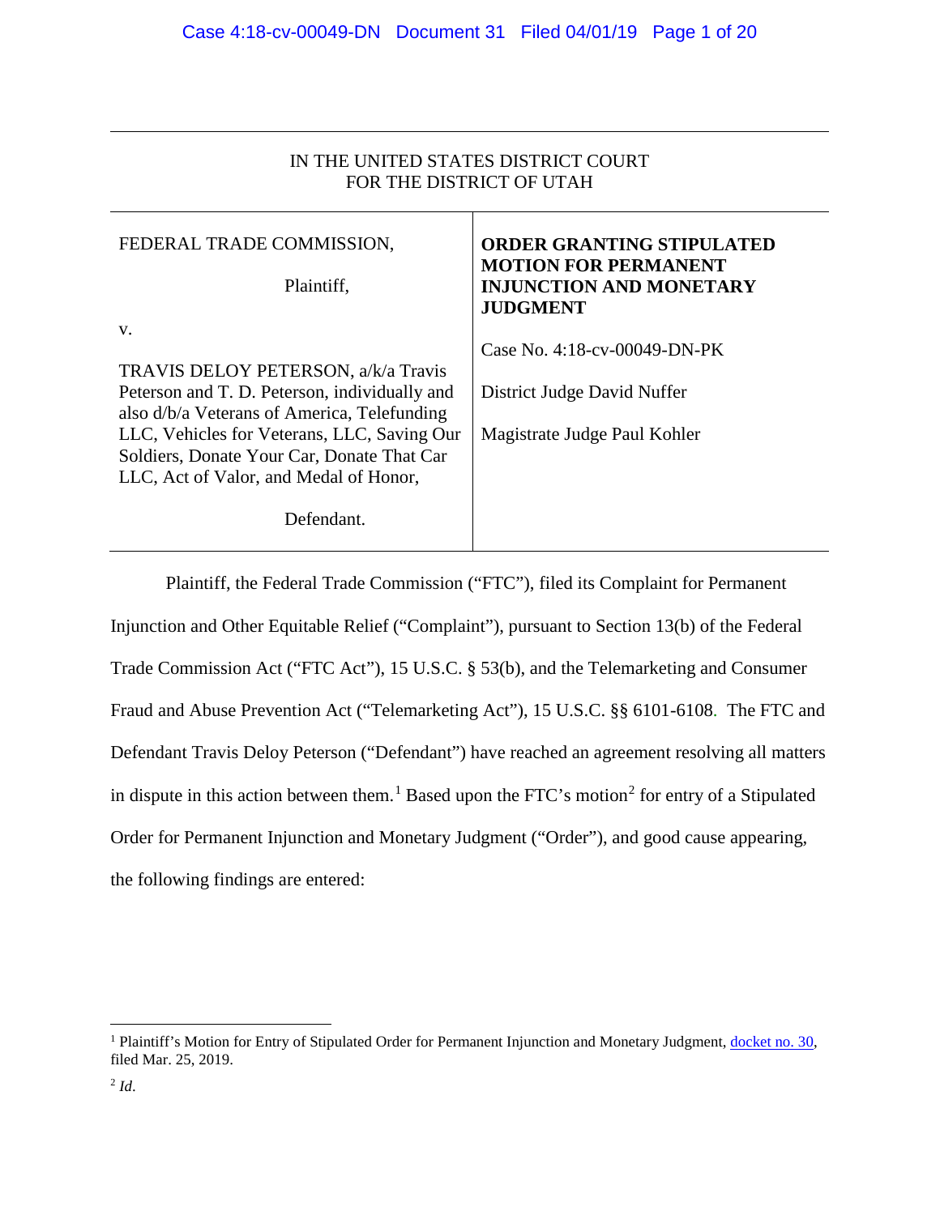IN THE UNITED STATES DISTRICT COURT
FOR THE DISTRICT OF UTAH

| | |
|---|---|
| FEDERAL TRADE COMMISSION,<br><br>Plaintiff,<br><br>v.<br><br>TRAVIS DELOY PETERSON, a/k/a Travis Peterson and T. D. Peterson, individually and also d/b/a Veterans of America, Telefunding LLC, Vehicles for Veterans, LLC, Saving Our Soldiers, Donate Your Car, Donate That Car LLC, Act of Valor, and Medal of Honor,<br><br>Defendant. | **ORDER GRANTING STIPULATED MOTION FOR PERMANENT INJUNCTION AND MONETARY JUDGMENT**<br><br>Case No. 4:18-cv-00049-DN-PK<br><br>District Judge David Nuffer<br><br>Magistrate Judge Paul Kohler |

Plaintiff, the Federal Trade Commission ("FTC"), filed its Complaint for Permanent Injunction and Other Equitable Relief ("Complaint"), pursuant to Section 13(b) of the Federal Trade Commission Act ("FTC Act"), 15 U.S.C. § 53(b), and the Telemarketing and Consumer Fraud and Abuse Prevention Act ("Telemarketing Act"), 15 U.S.C. §§ 6101-6108. The FTC and Defendant Travis Deloy Peterson ("Defendant") have reached an agreement resolving all matters in dispute in this action between them.[1] Based upon the FTC's motion[2] for entry of a Stipulated Order for Permanent Injunction and Monetary Judgment ("Order"), and good cause appearing, the following findings are entered:

---

[1] Plaintiff's Motion for Entry of Stipulated Order for Permanent Injunction and Monetary Judgment, docket no. 30, filed Mar. 25, 2019.

[2] *Id*.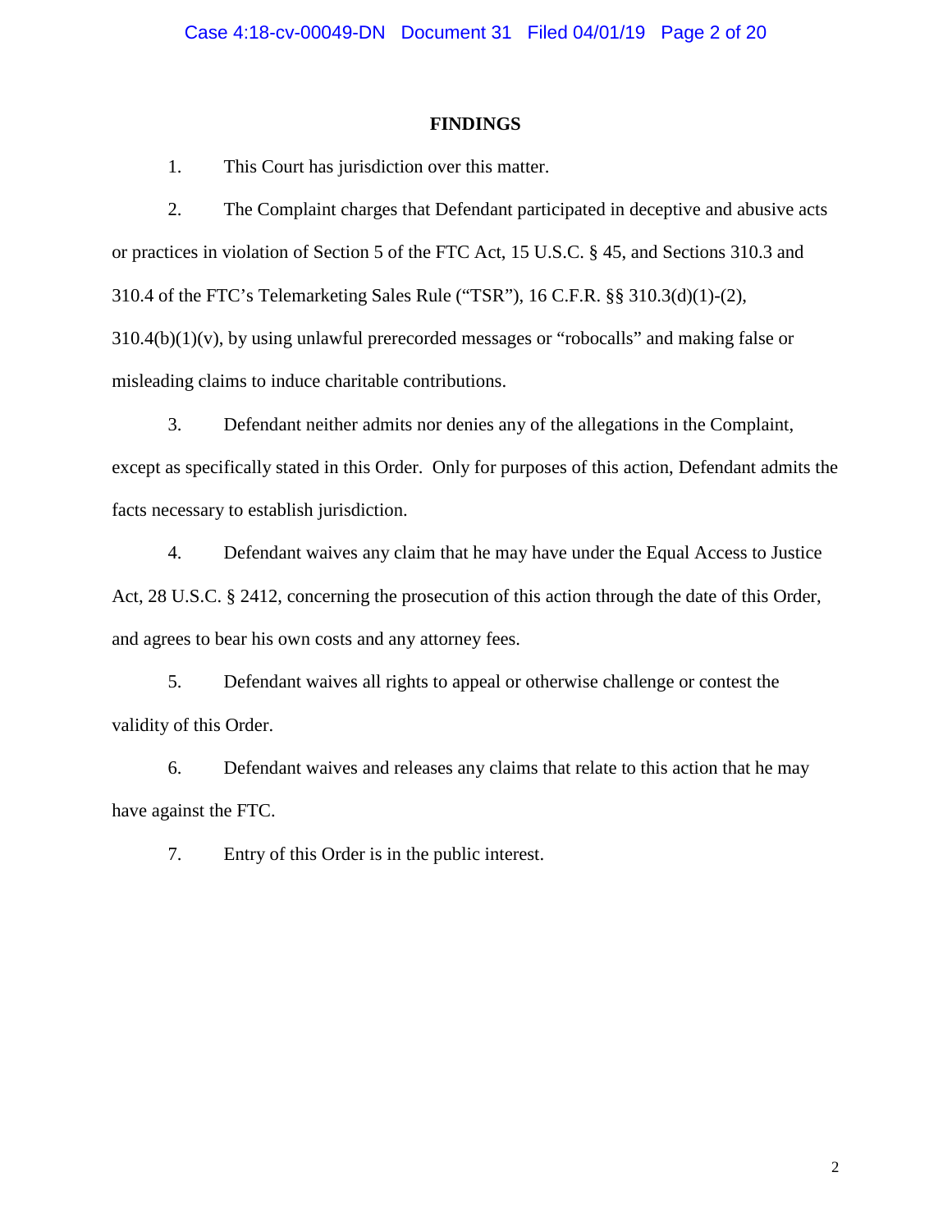## FINDINGS

1. This Court has jurisdiction over this matter.

2. The Complaint charges that Defendant participated in deceptive and abusive acts or practices in violation of Section 5 of the FTC Act, 15 U.S.C. § 45, and Sections 310.3 and 310.4 of the FTC's Telemarketing Sales Rule ("TSR"), 16 C.F.R. §§ 310.3(d)(1)-(2), 310.4(b)(1)(v), by using unlawful prerecorded messages or "robocalls" and making false or misleading claims to induce charitable contributions.

3. Defendant neither admits nor denies any of the allegations in the Complaint, except as specifically stated in this Order. Only for purposes of this action, Defendant admits the facts necessary to establish jurisdiction.

4. Defendant waives any claim that he may have under the Equal Access to Justice Act, 28 U.S.C. § 2412, concerning the prosecution of this action through the date of this Order, and agrees to bear his own costs and any attorney fees.

5. Defendant waives all rights to appeal or otherwise challenge or contest the validity of this Order.

6. Defendant waives and releases any claims that relate to this action that he may have against the FTC.

7. Entry of this Order is in the public interest.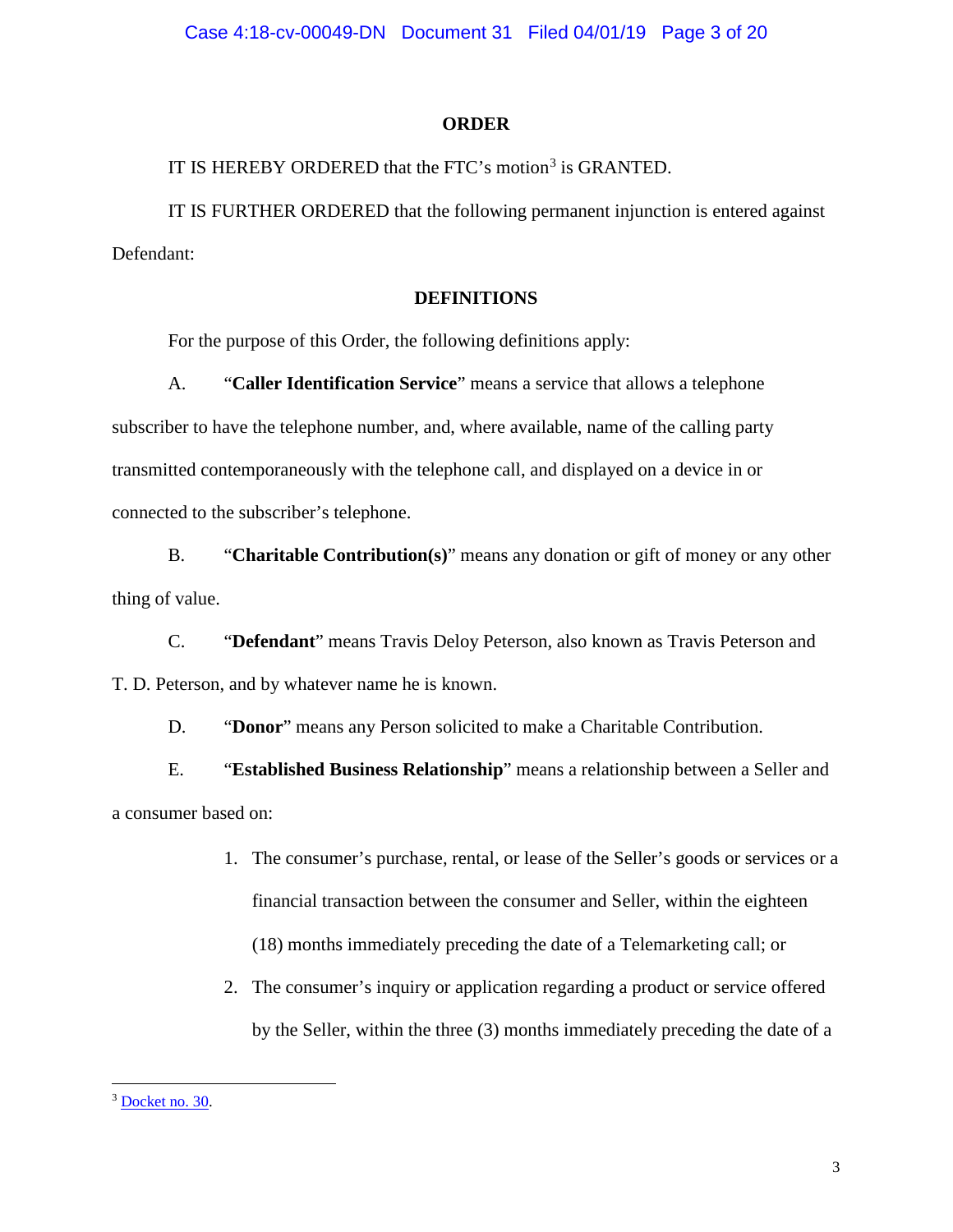## ORDER

IT IS HEREBY ORDERED that the FTC's motion[3] is GRANTED.

IT IS FURTHER ORDERED that the following permanent injunction is entered against Defendant:

## DEFINITIONS

For the purpose of this Order, the following definitions apply:

A. "**Caller Identification Service**" means a service that allows a telephone subscriber to have the telephone number, and, where available, name of the calling party transmitted contemporaneously with the telephone call, and displayed on a device in or connected to the subscriber's telephone.

B. "**Charitable Contribution(s)**" means any donation or gift of money or any other thing of value.

C. "**Defendant**" means Travis Deloy Peterson, also known as Travis Peterson and T. D. Peterson, and by whatever name he is known.

D. "**Donor**" means any Person solicited to make a Charitable Contribution.

E. "**Established Business Relationship**" means a relationship between a Seller and a consumer based on:

1. The consumer's purchase, rental, or lease of the Seller's goods or services or a financial transaction between the consumer and Seller, within the eighteen (18) months immediately preceding the date of a Telemarketing call; or
2. The consumer's inquiry or application regarding a product or service offered by the Seller, within the three (3) months immediately preceding the date of a

[3] Docket no. 30.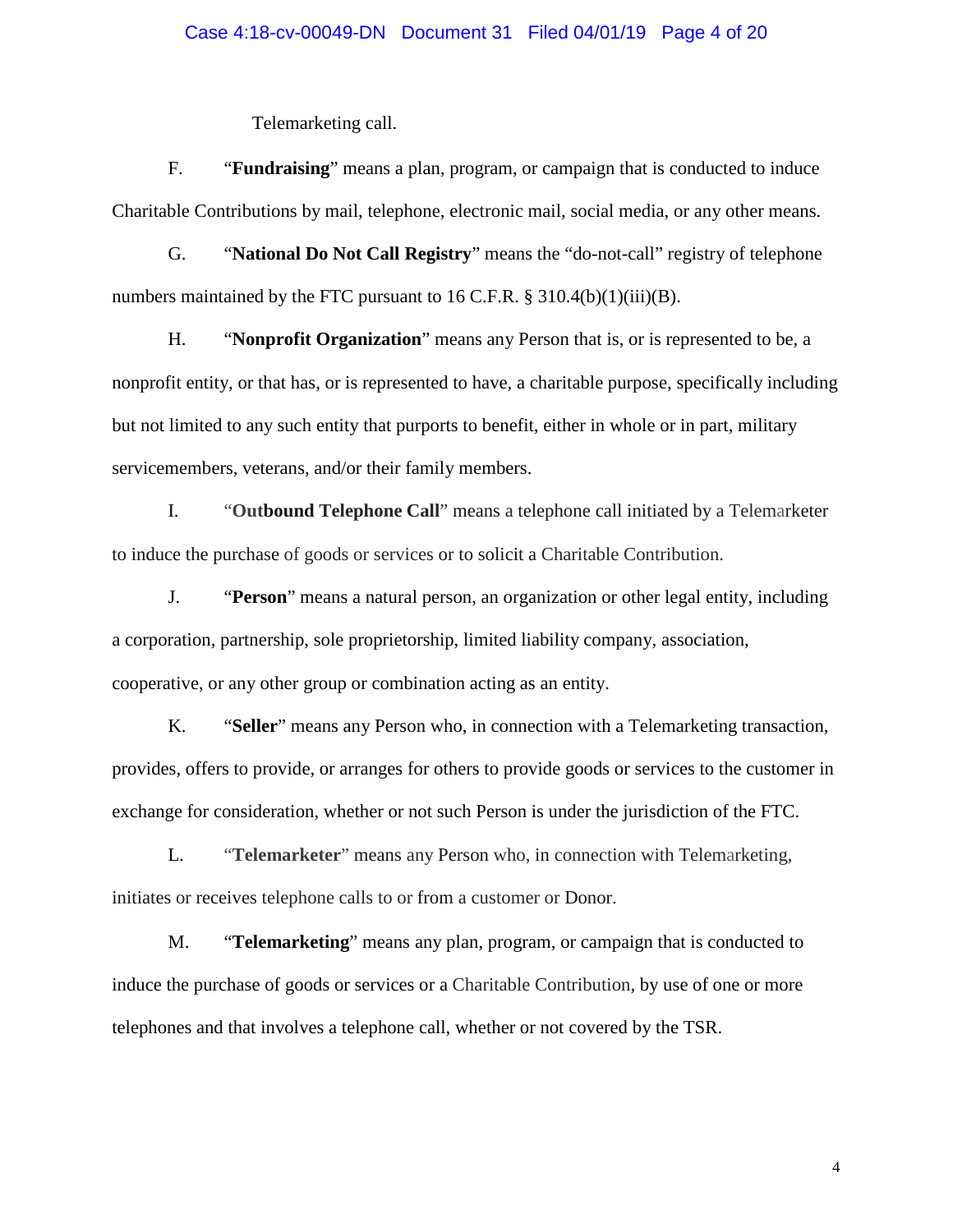Telemarketing call.

F. “**Fundraising**” means a plan, program, or campaign that is conducted to induce Charitable Contributions by mail, telephone, electronic mail, social media, or any other means.

G. “**National Do Not Call Registry**” means the “do-not-call” registry of telephone numbers maintained by the FTC pursuant to 16 C.F.R. § 310.4(b)(1)(iii)(B).

H. “**Nonprofit Organization**” means any Person that is, or is represented to be, a nonprofit entity, or that has, or is represented to have, a charitable purpose, specifically including but not limited to any such entity that purports to benefit, either in whole or in part, military servicemembers, veterans, and/or their family members.

I. “**Outbound Telephone Call**” means a telephone call initiated by a Telemarketer to induce the purchase of goods or services or to solicit a Charitable Contribution.

J. “**Person**” means a natural person, an organization or other legal entity, including a corporation, partnership, sole proprietorship, limited liability company, association, cooperative, or any other group or combination acting as an entity.

K. “**Seller**” means any Person who, in connection with a Telemarketing transaction, provides, offers to provide, or arranges for others to provide goods or services to the customer in exchange for consideration, whether or not such Person is under the jurisdiction of the FTC.

L. “**Telemarketer**” means any Person who, in connection with Telemarketing, initiates or receives telephone calls to or from a customer or Donor.

M. “**Telemarketing**” means any plan, program, or campaign that is conducted to induce the purchase of goods or services or a Charitable Contribution, by use of one or more telephones and that involves a telephone call, whether or not covered by the TSR.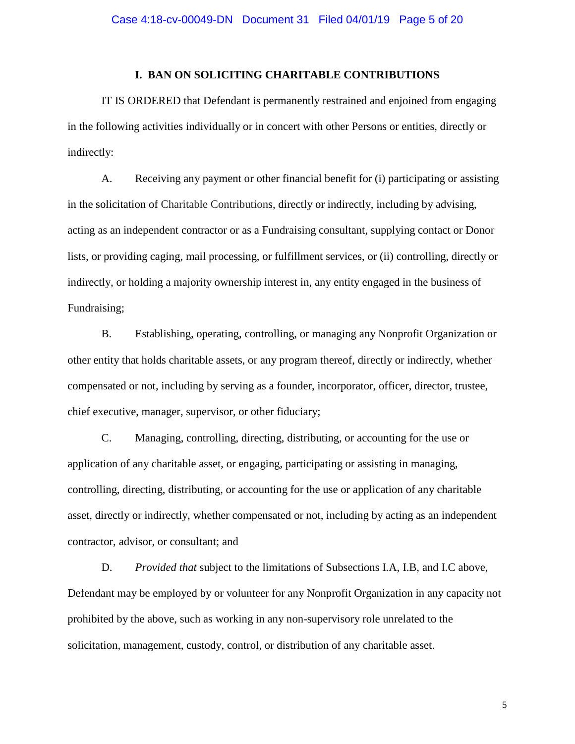## I. BAN ON SOLICITING CHARITABLE CONTRIBUTIONS

IT IS ORDERED that Defendant is permanently restrained and enjoined from engaging in the following activities individually or in concert with other Persons or entities, directly or indirectly:

A. Receiving any payment or other financial benefit for (i) participating or assisting in the solicitation of Charitable Contributions, directly or indirectly, including by advising, acting as an independent contractor or as a Fundraising consultant, supplying contact or Donor lists, or providing caging, mail processing, or fulfillment services, or (ii) controlling, directly or indirectly, or holding a majority ownership interest in, any entity engaged in the business of Fundraising;

B. Establishing, operating, controlling, or managing any Nonprofit Organization or other entity that holds charitable assets, or any program thereof, directly or indirectly, whether compensated or not, including by serving as a founder, incorporator, officer, director, trustee, chief executive, manager, supervisor, or other fiduciary;

C. Managing, controlling, directing, distributing, or accounting for the use or application of any charitable asset, or engaging, participating or assisting in managing, controlling, directing, distributing, or accounting for the use or application of any charitable asset, directly or indirectly, whether compensated or not, including by acting as an independent contractor, advisor, or consultant; and

D. *Provided that* subject to the limitations of Subsections I.A, I.B, and I.C above, Defendant may be employed by or volunteer for any Nonprofit Organization in any capacity not prohibited by the above, such as working in any non-supervisory role unrelated to the solicitation, management, custody, control, or distribution of any charitable asset.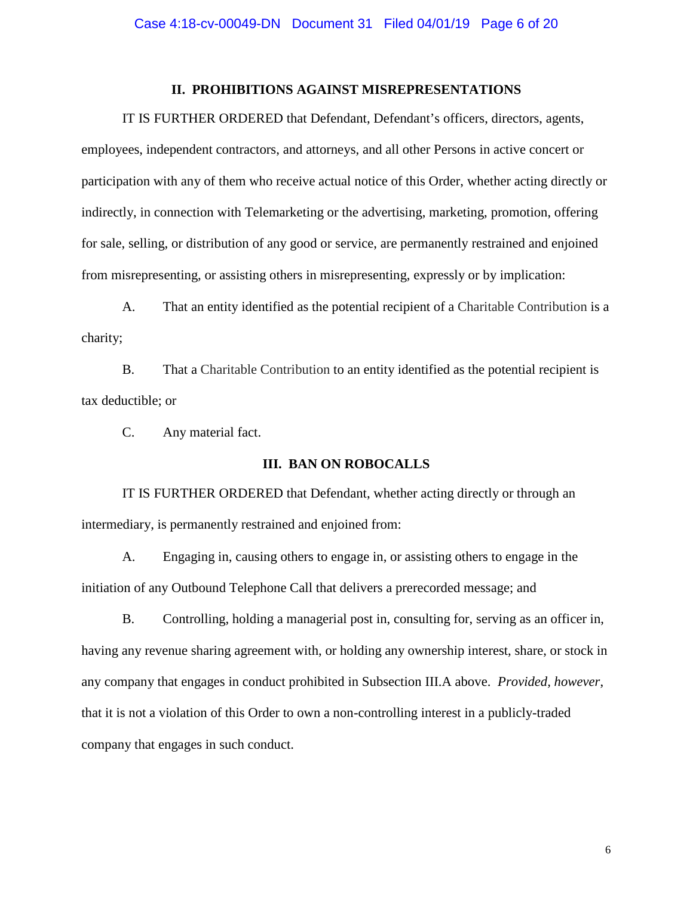## II. PROHIBITIONS AGAINST MISREPRESENTATIONS

IT IS FURTHER ORDERED that Defendant, Defendant's officers, directors, agents, employees, independent contractors, and attorneys, and all other Persons in active concert or participation with any of them who receive actual notice of this Order, whether acting directly or indirectly, in connection with Telemarketing or the advertising, marketing, promotion, offering for sale, selling, or distribution of any good or service, are permanently restrained and enjoined from misrepresenting, or assisting others in misrepresenting, expressly or by implication:

A. That an entity identified as the potential recipient of a Charitable Contribution is a charity;

B. That a Charitable Contribution to an entity identified as the potential recipient is tax deductible; or

C. Any material fact.

## III. BAN ON ROBOCALLS

IT IS FURTHER ORDERED that Defendant, whether acting directly or through an intermediary, is permanently restrained and enjoined from:

A. Engaging in, causing others to engage in, or assisting others to engage in the initiation of any Outbound Telephone Call that delivers a prerecorded message; and

B. Controlling, holding a managerial post in, consulting for, serving as an officer in, having any revenue sharing agreement with, or holding any ownership interest, share, or stock in any company that engages in conduct prohibited in Subsection III.A above. *Provided, however*, that it is not a violation of this Order to own a non-controlling interest in a publicly-traded company that engages in such conduct.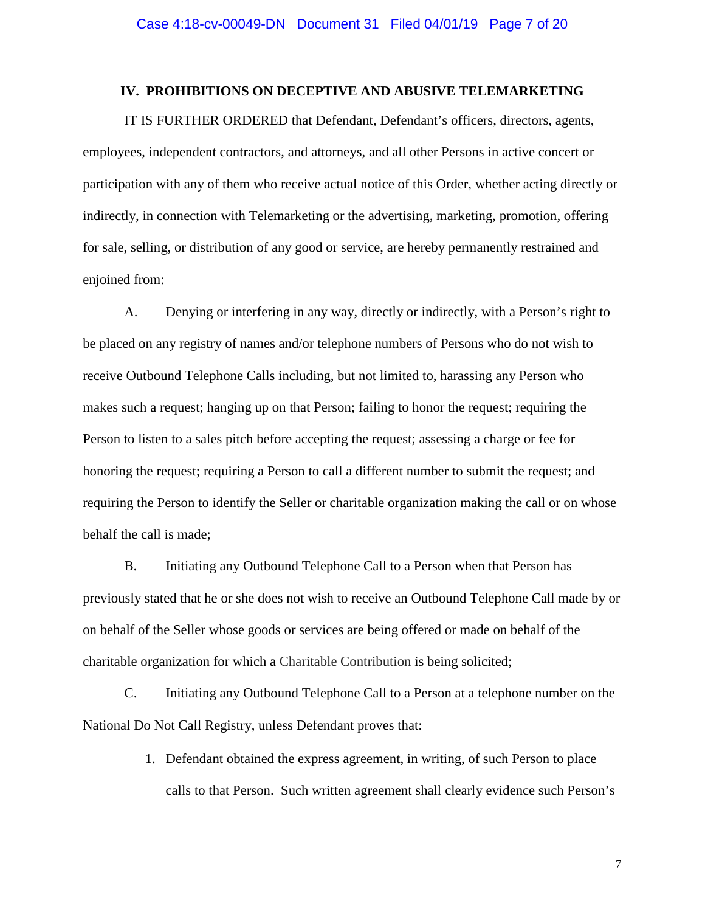## IV. PROHIBITIONS ON DECEPTIVE AND ABUSIVE TELEMARKETING

IT IS FURTHER ORDERED that Defendant, Defendant's officers, directors, agents, employees, independent contractors, and attorneys, and all other Persons in active concert or participation with any of them who receive actual notice of this Order, whether acting directly or indirectly, in connection with Telemarketing or the advertising, marketing, promotion, offering for sale, selling, or distribution of any good or service, are hereby permanently restrained and enjoined from:

A. Denying or interfering in any way, directly or indirectly, with a Person's right to be placed on any registry of names and/or telephone numbers of Persons who do not wish to receive Outbound Telephone Calls including, but not limited to, harassing any Person who makes such a request; hanging up on that Person; failing to honor the request; requiring the Person to listen to a sales pitch before accepting the request; assessing a charge or fee for honoring the request; requiring a Person to call a different number to submit the request; and requiring the Person to identify the Seller or charitable organization making the call or on whose behalf the call is made;

B. Initiating any Outbound Telephone Call to a Person when that Person has previously stated that he or she does not wish to receive an Outbound Telephone Call made by or on behalf of the Seller whose goods or services are being offered or made on behalf of the charitable organization for which a Charitable Contribution is being solicited;

C. Initiating any Outbound Telephone Call to a Person at a telephone number on the National Do Not Call Registry, unless Defendant proves that:

1. Defendant obtained the express agreement, in writing, of such Person to place calls to that Person. Such written agreement shall clearly evidence such Person's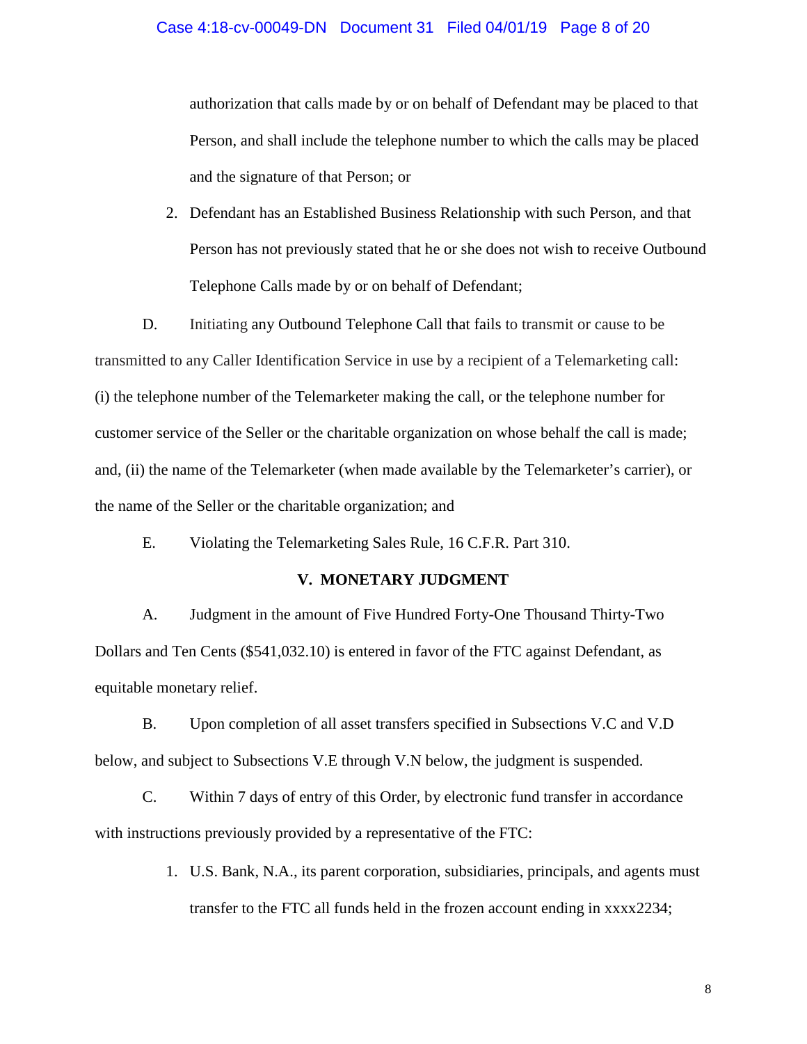authorization that calls made by or on behalf of Defendant may be placed to that Person, and shall include the telephone number to which the calls may be placed and the signature of that Person; or

2. Defendant has an Established Business Relationship with such Person, and that Person has not previously stated that he or she does not wish to receive Outbound Telephone Calls made by or on behalf of Defendant;

D. Initiating any Outbound Telephone Call that fails to transmit or cause to be transmitted to any Caller Identification Service in use by a recipient of a Telemarketing call: (i) the telephone number of the Telemarketer making the call, or the telephone number for customer service of the Seller or the charitable organization on whose behalf the call is made; and, (ii) the name of the Telemarketer (when made available by the Telemarketer's carrier), or the name of the Seller or the charitable organization; and

E. Violating the Telemarketing Sales Rule, 16 C.F.R. Part 310.

## V. MONETARY JUDGMENT

A. Judgment in the amount of Five Hundred Forty-One Thousand Thirty-Two Dollars and Ten Cents ($541,032.10) is entered in favor of the FTC against Defendant, as equitable monetary relief.

B. Upon completion of all asset transfers specified in Subsections V.C and V.D below, and subject to Subsections V.E through V.N below, the judgment is suspended.

C. Within 7 days of entry of this Order, by electronic fund transfer in accordance with instructions previously provided by a representative of the FTC:

1. U.S. Bank, N.A., its parent corporation, subsidiaries, principals, and agents must transfer to the FTC all funds held in the frozen account ending in xxxx2234;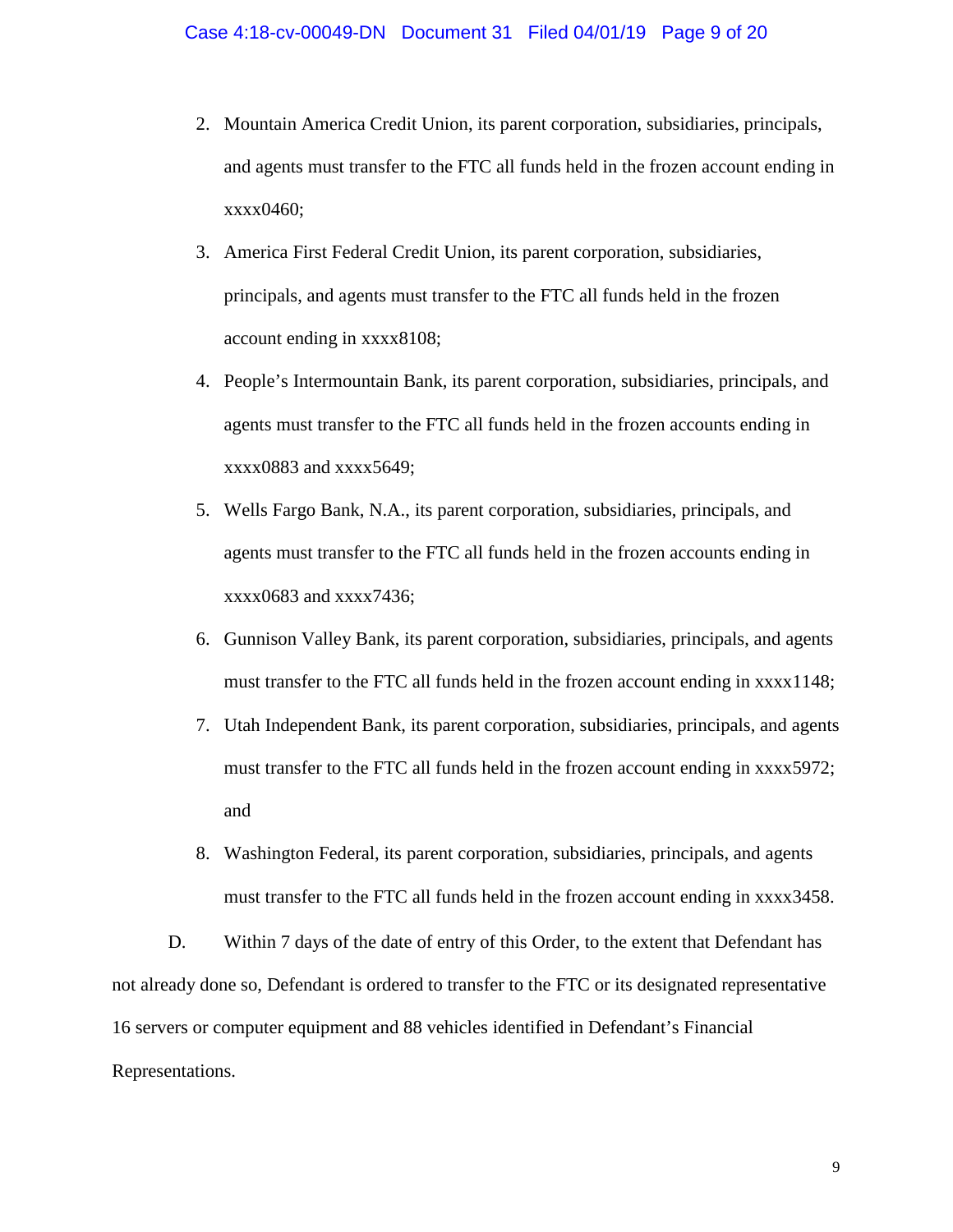2. Mountain America Credit Union, its parent corporation, subsidiaries, principals, and agents must transfer to the FTC all funds held in the frozen account ending in xxxx0460;
3. America First Federal Credit Union, its parent corporation, subsidiaries, principals, and agents must transfer to the FTC all funds held in the frozen account ending in xxxx8108;
4. People's Intermountain Bank, its parent corporation, subsidiaries, principals, and agents must transfer to the FTC all funds held in the frozen accounts ending in xxxx0883 and xxxx5649;
5. Wells Fargo Bank, N.A., its parent corporation, subsidiaries, principals, and agents must transfer to the FTC all funds held in the frozen accounts ending in xxxx0683 and xxxx7436;
6. Gunnison Valley Bank, its parent corporation, subsidiaries, principals, and agents must transfer to the FTC all funds held in the frozen account ending in xxxx1148;
7. Utah Independent Bank, its parent corporation, subsidiaries, principals, and agents must transfer to the FTC all funds held in the frozen account ending in xxxx5972; and
8. Washington Federal, its parent corporation, subsidiaries, principals, and agents must transfer to the FTC all funds held in the frozen account ending in xxxx3458.

D. Within 7 days of the date of entry of this Order, to the extent that Defendant has not already done so, Defendant is ordered to transfer to the FTC or its designated representative 16 servers or computer equipment and 88 vehicles identified in Defendant's Financial Representations.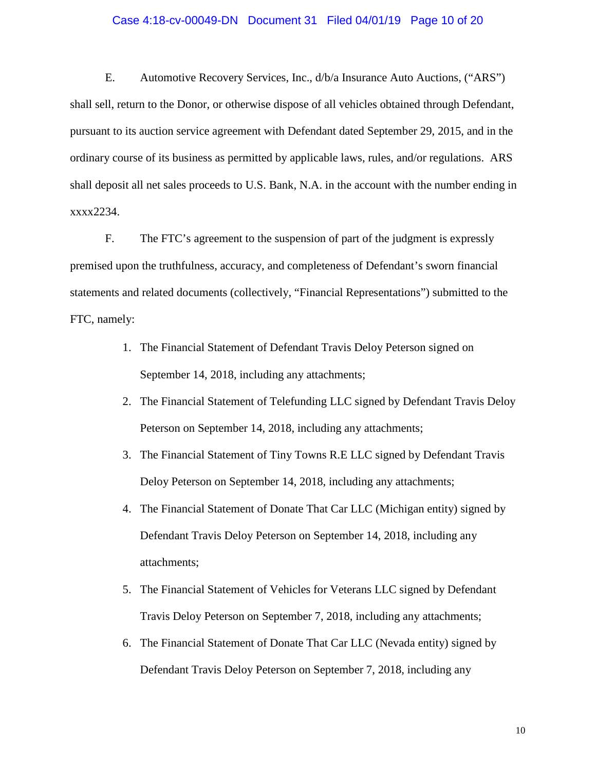E. Automotive Recovery Services, Inc., d/b/a Insurance Auto Auctions, ("ARS") shall sell, return to the Donor, or otherwise dispose of all vehicles obtained through Defendant, pursuant to its auction service agreement with Defendant dated September 29, 2015, and in the ordinary course of its business as permitted by applicable laws, rules, and/or regulations. ARS shall deposit all net sales proceeds to U.S. Bank, N.A. in the account with the number ending in xxxx2234.

F. The FTC's agreement to the suspension of part of the judgment is expressly premised upon the truthfulness, accuracy, and completeness of Defendant's sworn financial statements and related documents (collectively, "Financial Representations") submitted to the FTC, namely:

1. The Financial Statement of Defendant Travis Deloy Peterson signed on September 14, 2018, including any attachments;
2. The Financial Statement of Telefunding LLC signed by Defendant Travis Deloy Peterson on September 14, 2018, including any attachments;
3. The Financial Statement of Tiny Towns R.E LLC signed by Defendant Travis Deloy Peterson on September 14, 2018, including any attachments;
4. The Financial Statement of Donate That Car LLC (Michigan entity) signed by Defendant Travis Deloy Peterson on September 14, 2018, including any attachments;
5. The Financial Statement of Vehicles for Veterans LLC signed by Defendant Travis Deloy Peterson on September 7, 2018, including any attachments;
6. The Financial Statement of Donate That Car LLC (Nevada entity) signed by Defendant Travis Deloy Peterson on September 7, 2018, including any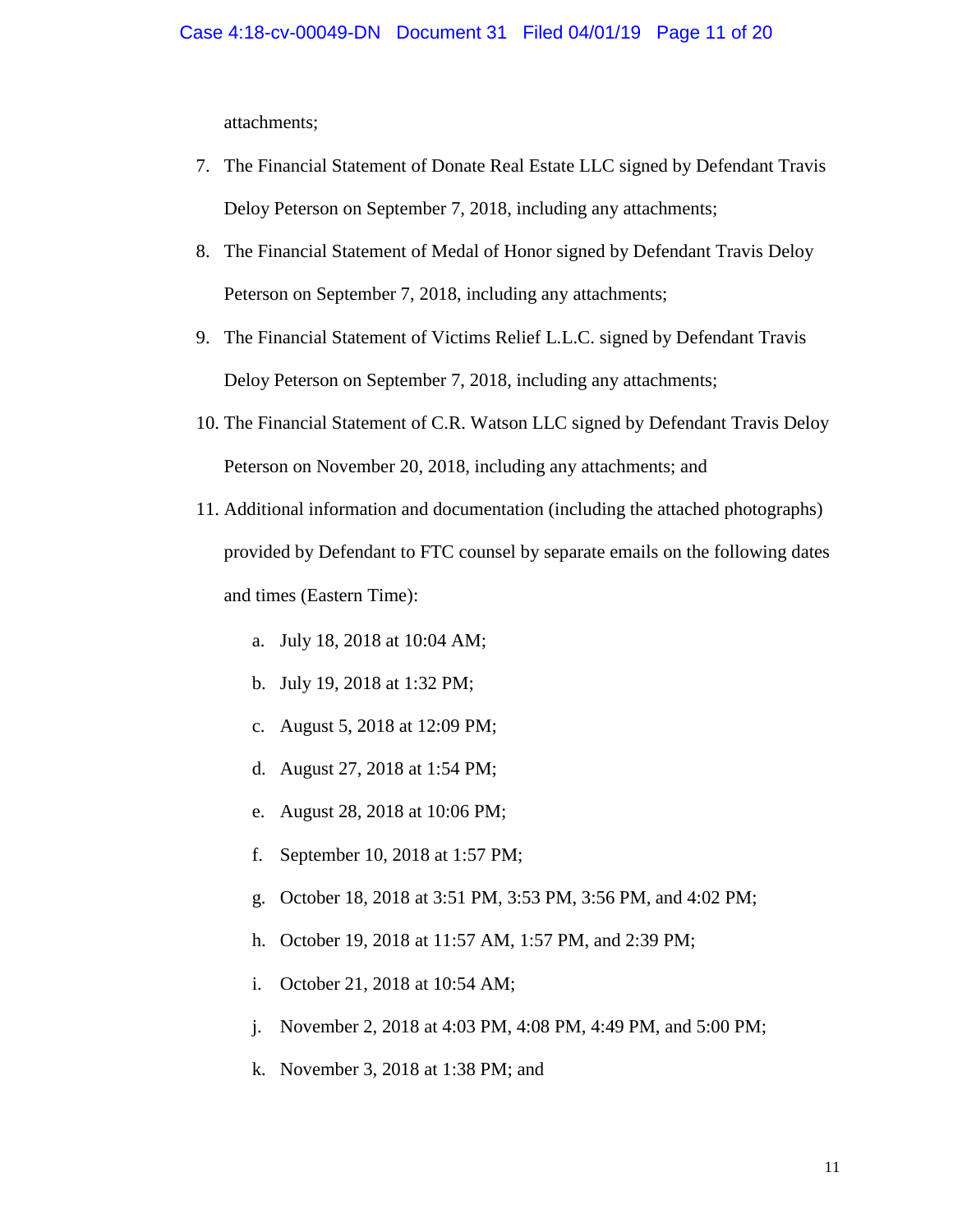attachments;

7. The Financial Statement of Donate Real Estate LLC signed by Defendant Travis Deloy Peterson on September 7, 2018, including any attachments;
8. The Financial Statement of Medal of Honor signed by Defendant Travis Deloy Peterson on September 7, 2018, including any attachments;
9. The Financial Statement of Victims Relief L.L.C. signed by Defendant Travis Deloy Peterson on September 7, 2018, including any attachments;
10. The Financial Statement of C.R. Watson LLC signed by Defendant Travis Deloy Peterson on November 20, 2018, including any attachments; and
11. Additional information and documentation (including the attached photographs) provided by Defendant to FTC counsel by separate emails on the following dates and times (Eastern Time):
    a. July 18, 2018 at 10:04 AM;
    b. July 19, 2018 at 1:32 PM;
    c. August 5, 2018 at 12:09 PM;
    d. August 27, 2018 at 1:54 PM;
    e. August 28, 2018 at 10:06 PM;
    f. September 10, 2018 at 1:57 PM;
    g. October 18, 2018 at 3:51 PM, 3:53 PM, 3:56 PM, and 4:02 PM;
    h. October 19, 2018 at 11:57 AM, 1:57 PM, and 2:39 PM;
    i. October 21, 2018 at 10:54 AM;
    j. November 2, 2018 at 4:03 PM, 4:08 PM, 4:49 PM, and 5:00 PM;
    k. November 3, 2018 at 1:38 PM; and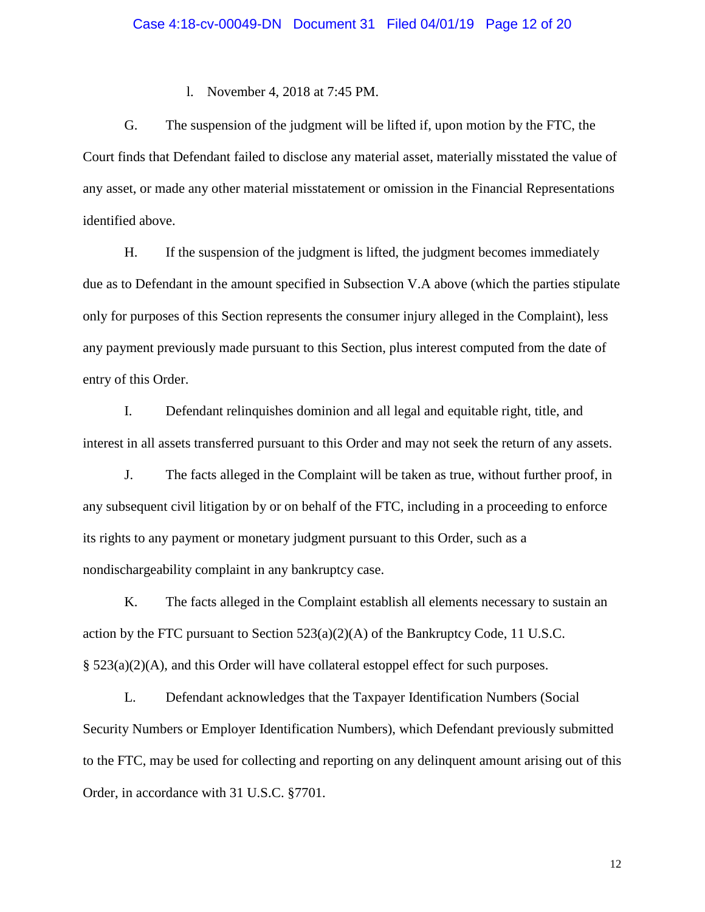l. November 4, 2018 at 7:45 PM.

G. The suspension of the judgment will be lifted if, upon motion by the FTC, the Court finds that Defendant failed to disclose any material asset, materially misstated the value of any asset, or made any other material misstatement or omission in the Financial Representations identified above.

H. If the suspension of the judgment is lifted, the judgment becomes immediately due as to Defendant in the amount specified in Subsection V.A above (which the parties stipulate only for purposes of this Section represents the consumer injury alleged in the Complaint), less any payment previously made pursuant to this Section, plus interest computed from the date of entry of this Order.

I. Defendant relinquishes dominion and all legal and equitable right, title, and interest in all assets transferred pursuant to this Order and may not seek the return of any assets.

J. The facts alleged in the Complaint will be taken as true, without further proof, in any subsequent civil litigation by or on behalf of the FTC, including in a proceeding to enforce its rights to any payment or monetary judgment pursuant to this Order, such as a nondischargeability complaint in any bankruptcy case.

K. The facts alleged in the Complaint establish all elements necessary to sustain an action by the FTC pursuant to Section 523(a)(2)(A) of the Bankruptcy Code, 11 U.S.C. § 523(a)(2)(A), and this Order will have collateral estoppel effect for such purposes.

L. Defendant acknowledges that the Taxpayer Identification Numbers (Social Security Numbers or Employer Identification Numbers), which Defendant previously submitted to the FTC, may be used for collecting and reporting on any delinquent amount arising out of this Order, in accordance with 31 U.S.C. §7701.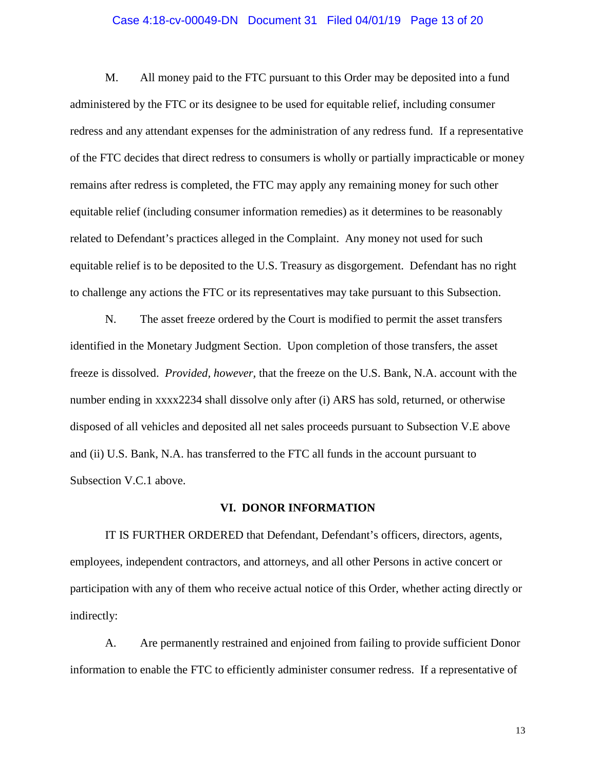M. All money paid to the FTC pursuant to this Order may be deposited into a fund administered by the FTC or its designee to be used for equitable relief, including consumer redress and any attendant expenses for the administration of any redress fund. If a representative of the FTC decides that direct redress to consumers is wholly or partially impracticable or money remains after redress is completed, the FTC may apply any remaining money for such other equitable relief (including consumer information remedies) as it determines to be reasonably related to Defendant's practices alleged in the Complaint. Any money not used for such equitable relief is to be deposited to the U.S. Treasury as disgorgement. Defendant has no right to challenge any actions the FTC or its representatives may take pursuant to this Subsection.

N. The asset freeze ordered by the Court is modified to permit the asset transfers identified in the Monetary Judgment Section. Upon completion of those transfers, the asset freeze is dissolved. *Provided, however,* that the freeze on the U.S. Bank, N.A. account with the number ending in xxxx2234 shall dissolve only after (i) ARS has sold, returned, or otherwise disposed of all vehicles and deposited all net sales proceeds pursuant to Subsection V.E above and (ii) U.S. Bank, N.A. has transferred to the FTC all funds in the account pursuant to Subsection V.C.1 above.

## VI. DONOR INFORMATION

IT IS FURTHER ORDERED that Defendant, Defendant's officers, directors, agents, employees, independent contractors, and attorneys, and all other Persons in active concert or participation with any of them who receive actual notice of this Order, whether acting directly or indirectly:

A. Are permanently restrained and enjoined from failing to provide sufficient Donor information to enable the FTC to efficiently administer consumer redress. If a representative of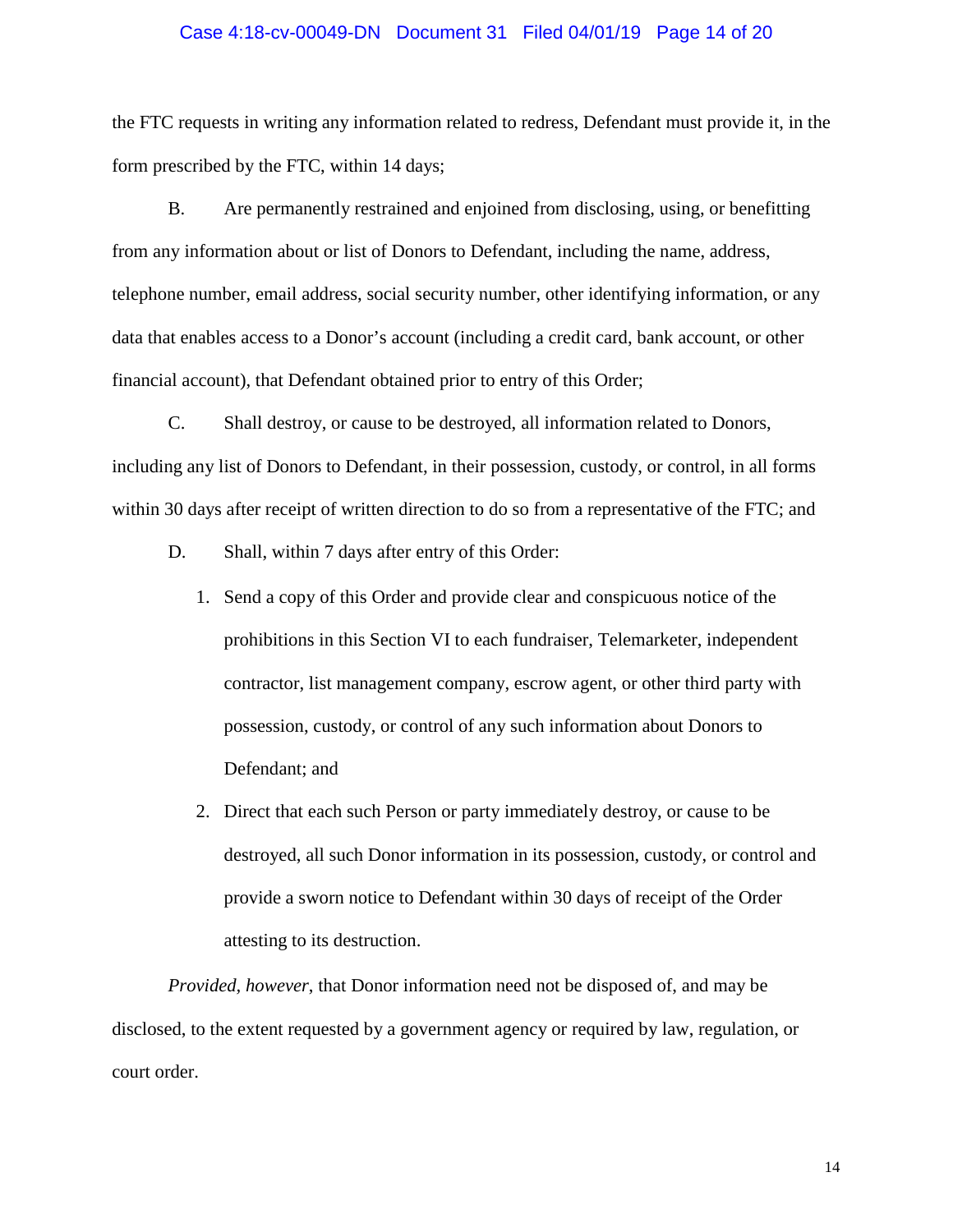the FTC requests in writing any information related to redress, Defendant must provide it, in the form prescribed by the FTC, within 14 days;

B. Are permanently restrained and enjoined from disclosing, using, or benefitting from any information about or list of Donors to Defendant, including the name, address, telephone number, email address, social security number, other identifying information, or any data that enables access to a Donor's account (including a credit card, bank account, or other financial account), that Defendant obtained prior to entry of this Order;

C. Shall destroy, or cause to be destroyed, all information related to Donors, including any list of Donors to Defendant, in their possession, custody, or control, in all forms within 30 days after receipt of written direction to do so from a representative of the FTC; and

D. Shall, within 7 days after entry of this Order:

1. Send a copy of this Order and provide clear and conspicuous notice of the prohibitions in this Section VI to each fundraiser, Telemarketer, independent contractor, list management company, escrow agent, or other third party with possession, custody, or control of any such information about Donors to Defendant; and
2. Direct that each such Person or party immediately destroy, or cause to be destroyed, all such Donor information in its possession, custody, or control and provide a sworn notice to Defendant within 30 days of receipt of the Order attesting to its destruction.

*Provided, however*, that Donor information need not be disposed of, and may be disclosed, to the extent requested by a government agency or required by law, regulation, or court order.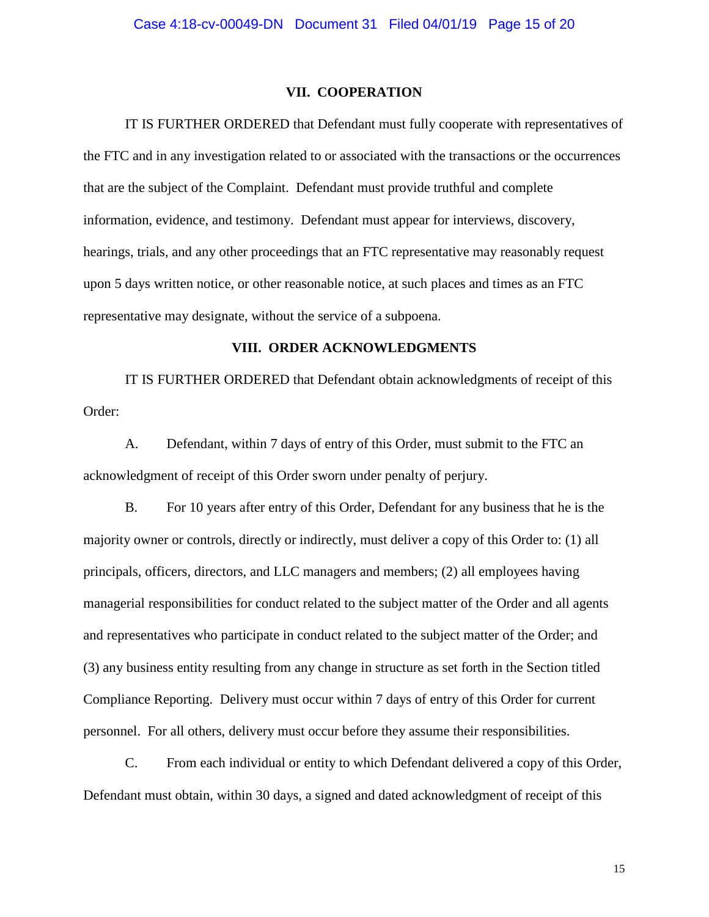## VII. COOPERATION

IT IS FURTHER ORDERED that Defendant must fully cooperate with representatives of the FTC and in any investigation related to or associated with the transactions or the occurrences that are the subject of the Complaint. Defendant must provide truthful and complete information, evidence, and testimony. Defendant must appear for interviews, discovery, hearings, trials, and any other proceedings that an FTC representative may reasonably request upon 5 days written notice, or other reasonable notice, at such places and times as an FTC representative may designate, without the service of a subpoena.

## VIII. ORDER ACKNOWLEDGMENTS

IT IS FURTHER ORDERED that Defendant obtain acknowledgments of receipt of this Order:

A. Defendant, within 7 days of entry of this Order, must submit to the FTC an acknowledgment of receipt of this Order sworn under penalty of perjury.

B. For 10 years after entry of this Order, Defendant for any business that he is the majority owner or controls, directly or indirectly, must deliver a copy of this Order to: (1) all principals, officers, directors, and LLC managers and members; (2) all employees having managerial responsibilities for conduct related to the subject matter of the Order and all agents and representatives who participate in conduct related to the subject matter of the Order; and (3) any business entity resulting from any change in structure as set forth in the Section titled Compliance Reporting. Delivery must occur within 7 days of entry of this Order for current personnel. For all others, delivery must occur before they assume their responsibilities.

C. From each individual or entity to which Defendant delivered a copy of this Order, Defendant must obtain, within 30 days, a signed and dated acknowledgment of receipt of this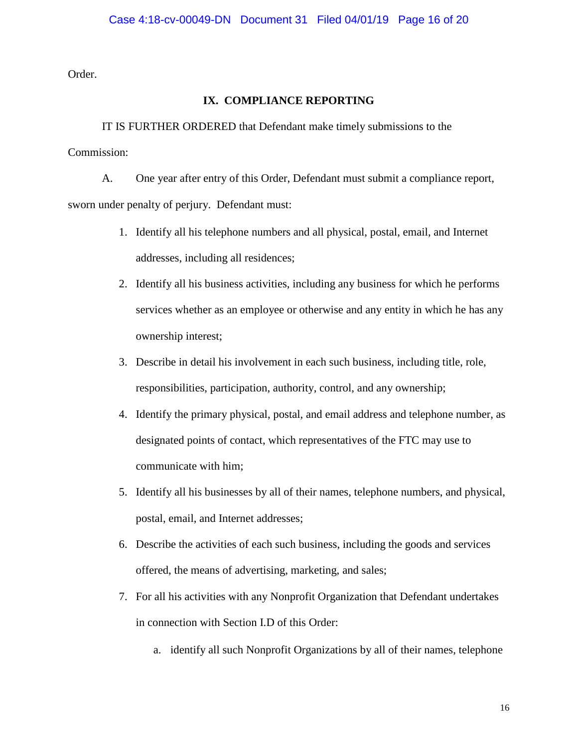Order.

## IX. COMPLIANCE REPORTING

IT IS FURTHER ORDERED that Defendant make timely submissions to the Commission:

A. One year after entry of this Order, Defendant must submit a compliance report, sworn under penalty of perjury. Defendant must:

1. Identify all his telephone numbers and all physical, postal, email, and Internet addresses, including all residences;
2. Identify all his business activities, including any business for which he performs services whether as an employee or otherwise and any entity in which he has any ownership interest;
3. Describe in detail his involvement in each such business, including title, role, responsibilities, participation, authority, control, and any ownership;
4. Identify the primary physical, postal, and email address and telephone number, as designated points of contact, which representatives of the FTC may use to communicate with him;
5. Identify all his businesses by all of their names, telephone numbers, and physical, postal, email, and Internet addresses;
6. Describe the activities of each such business, including the goods and services offered, the means of advertising, marketing, and sales;
7. For all his activities with any Nonprofit Organization that Defendant undertakes in connection with Section I.D of this Order:
    a. identify all such Nonprofit Organizations by all of their names, telephone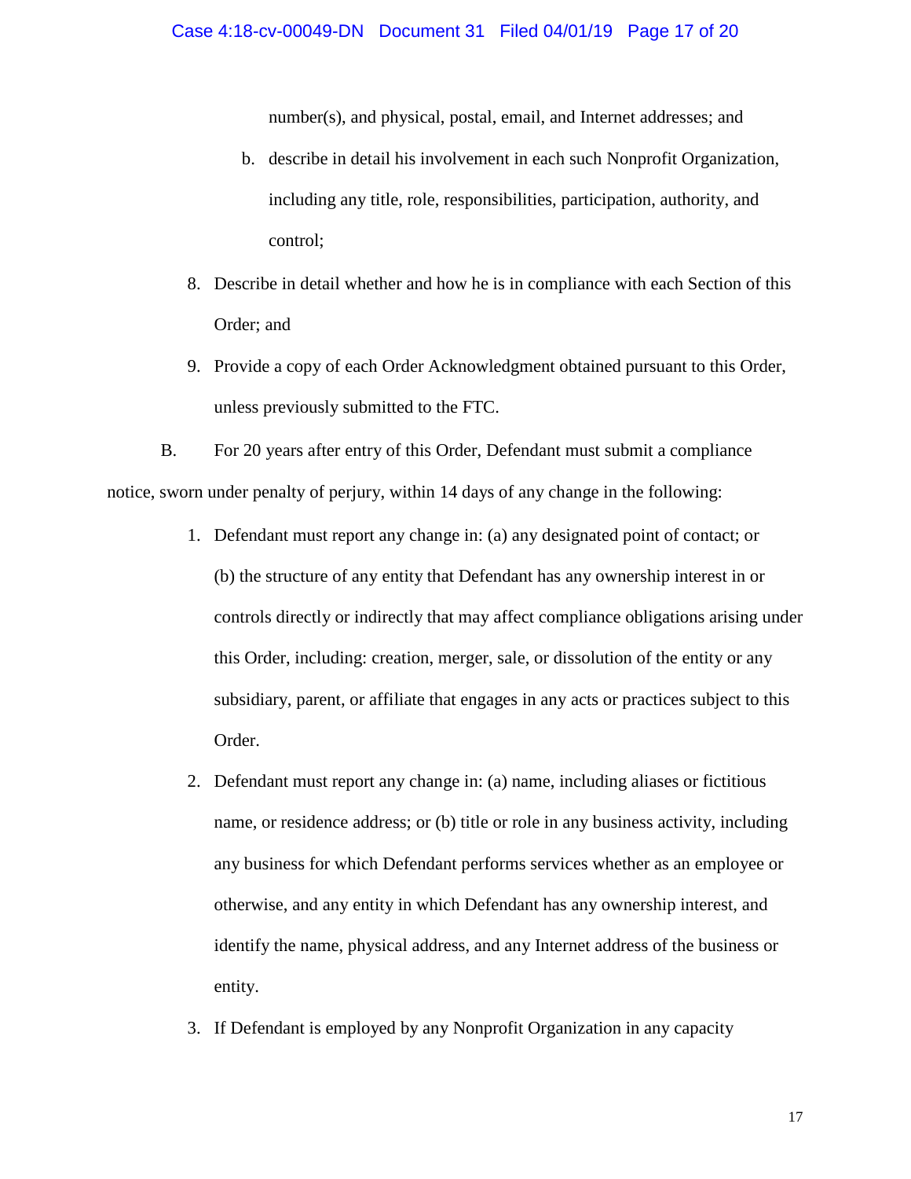number(s), and physical, postal, email, and Internet addresses; and

   b. describe in detail his involvement in each such Nonprofit Organization, including any title, role, responsibilities, participation, authority, and control;

8. Describe in detail whether and how he is in compliance with each Section of this Order; and

9. Provide a copy of each Order Acknowledgment obtained pursuant to this Order, unless previously submitted to the FTC.

B. For 20 years after entry of this Order, Defendant must submit a compliance notice, sworn under penalty of perjury, within 14 days of any change in the following:

1. Defendant must report any change in: (a) any designated point of contact; or (b) the structure of any entity that Defendant has any ownership interest in or controls directly or indirectly that may affect compliance obligations arising under this Order, including: creation, merger, sale, or dissolution of the entity or any subsidiary, parent, or affiliate that engages in any acts or practices subject to this Order.

2. Defendant must report any change in: (a) name, including aliases or fictitious name, or residence address; or (b) title or role in any business activity, including any business for which Defendant performs services whether as an employee or otherwise, and any entity in which Defendant has any ownership interest, and identify the name, physical address, and any Internet address of the business or entity.

3. If Defendant is employed by any Nonprofit Organization in any capacity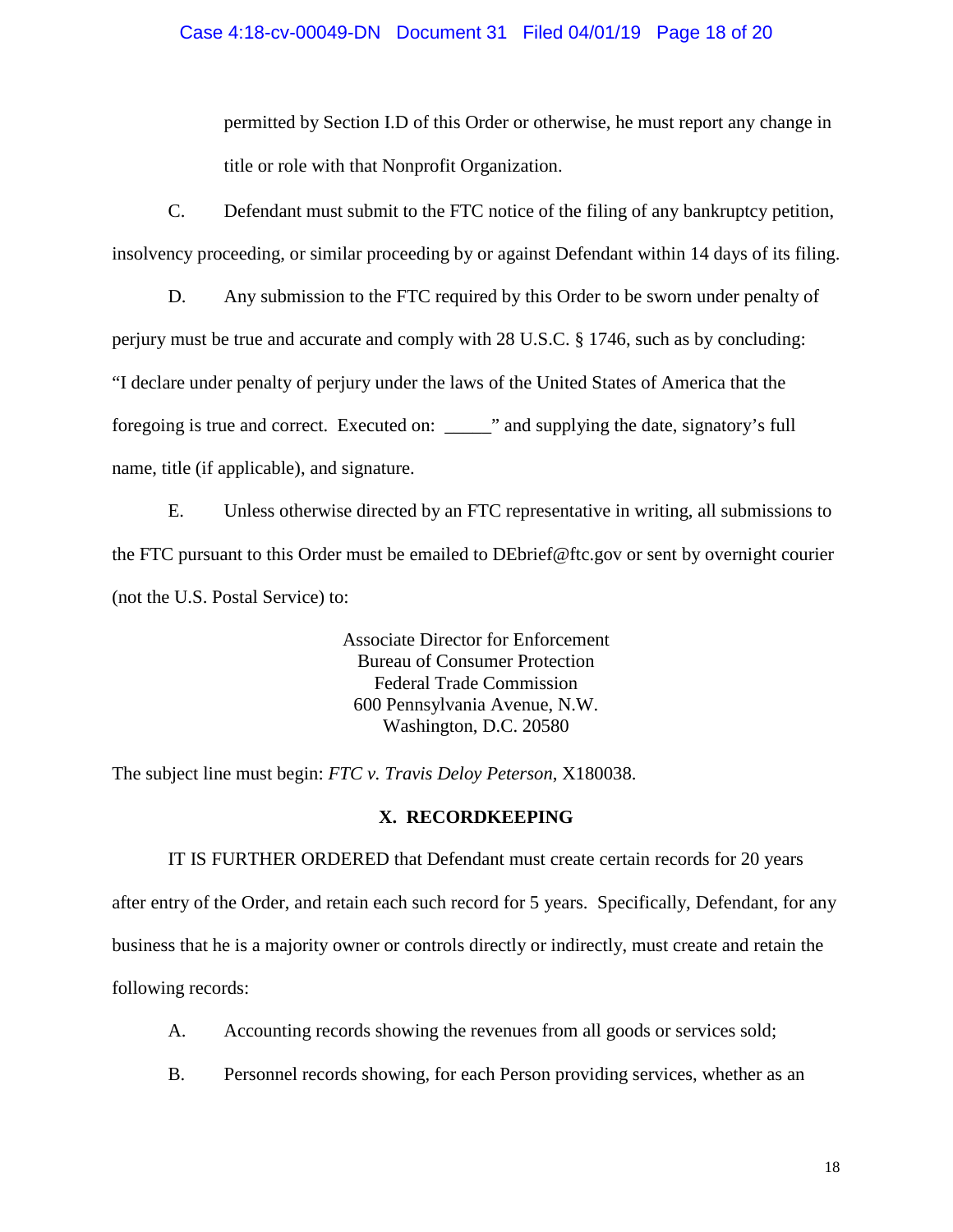permitted by Section I.D of this Order or otherwise, he must report any change in title or role with that Nonprofit Organization.

C. Defendant must submit to the FTC notice of the filing of any bankruptcy petition, insolvency proceeding, or similar proceeding by or against Defendant within 14 days of its filing.

D. Any submission to the FTC required by this Order to be sworn under penalty of perjury must be true and accurate and comply with 28 U.S.C. § 1746, such as by concluding: "I declare under penalty of perjury under the laws of the United States of America that the foregoing is true and correct. Executed on: _____" and supplying the date, signatory's full name, title (if applicable), and signature.

E. Unless otherwise directed by an FTC representative in writing, all submissions to the FTC pursuant to this Order must be emailed to DEbrief@ftc.gov or sent by overnight courier (not the U.S. Postal Service) to:

Associate Director for Enforcement
Bureau of Consumer Protection
Federal Trade Commission
600 Pennsylvania Avenue, N.W.
Washington, D.C. 20580

The subject line must begin: *FTC v. Travis Deloy Peterson*, X180038.

## X. RECORDKEEPING

IT IS FURTHER ORDERED that Defendant must create certain records for 20 years after entry of the Order, and retain each such record for 5 years. Specifically, Defendant, for any business that he is a majority owner or controls directly or indirectly, must create and retain the following records:

A. Accounting records showing the revenues from all goods or services sold;

B. Personnel records showing, for each Person providing services, whether as an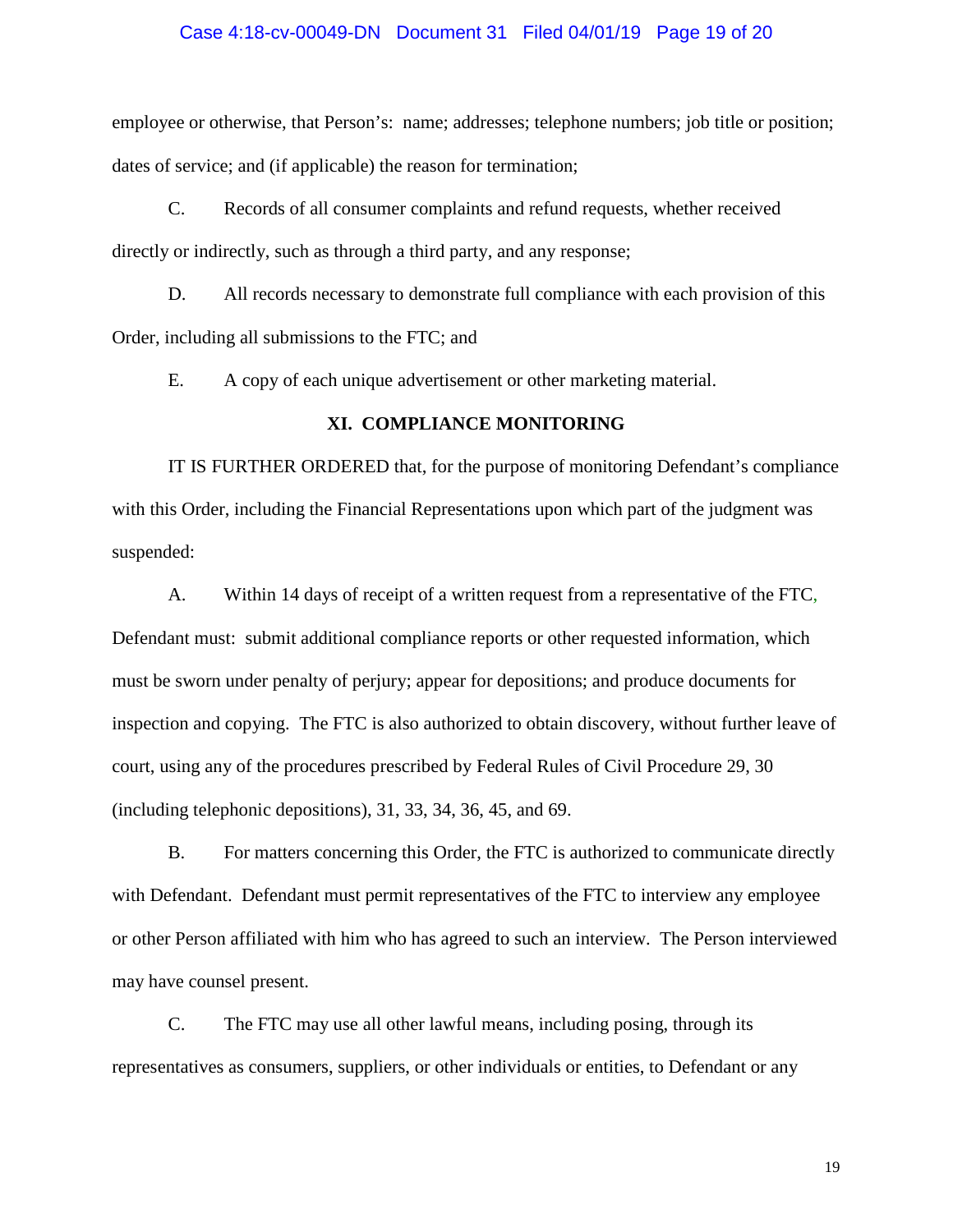employee or otherwise, that Person's: name; addresses; telephone numbers; job title or position; dates of service; and (if applicable) the reason for termination;

C. Records of all consumer complaints and refund requests, whether received directly or indirectly, such as through a third party, and any response;

D. All records necessary to demonstrate full compliance with each provision of this Order, including all submissions to the FTC; and

E. A copy of each unique advertisement or other marketing material.

## XI. COMPLIANCE MONITORING

IT IS FURTHER ORDERED that, for the purpose of monitoring Defendant's compliance with this Order, including the Financial Representations upon which part of the judgment was suspended:

A. Within 14 days of receipt of a written request from a representative of the FTC, Defendant must: submit additional compliance reports or other requested information, which must be sworn under penalty of perjury; appear for depositions; and produce documents for inspection and copying. The FTC is also authorized to obtain discovery, without further leave of court, using any of the procedures prescribed by Federal Rules of Civil Procedure 29, 30 (including telephonic depositions), 31, 33, 34, 36, 45, and 69.

B. For matters concerning this Order, the FTC is authorized to communicate directly with Defendant. Defendant must permit representatives of the FTC to interview any employee or other Person affiliated with him who has agreed to such an interview. The Person interviewed may have counsel present.

C. The FTC may use all other lawful means, including posing, through its representatives as consumers, suppliers, or other individuals or entities, to Defendant or any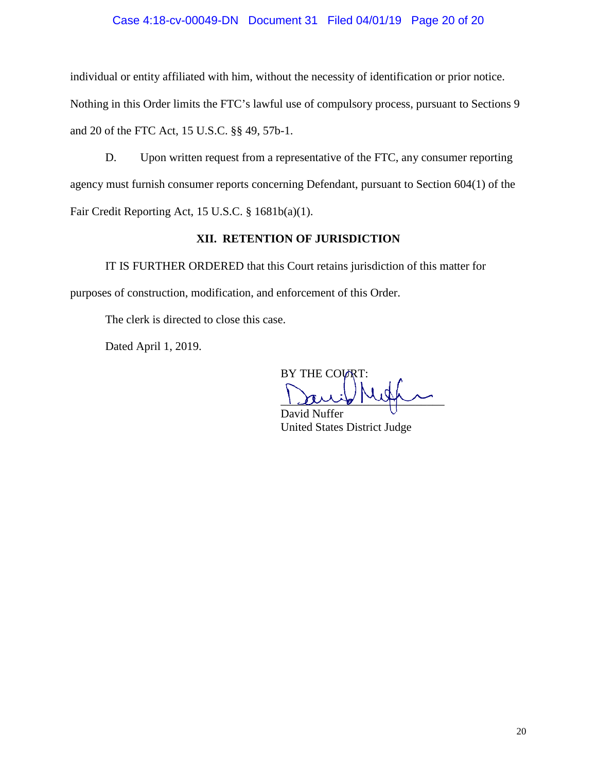individual or entity affiliated with him, without the necessity of identification or prior notice. Nothing in this Order limits the FTC's lawful use of compulsory process, pursuant to Sections 9 and 20 of the FTC Act, 15 U.S.C. §§ 49, 57b-1.

D. Upon written request from a representative of the FTC, any consumer reporting agency must furnish consumer reports concerning Defendant, pursuant to Section 604(1) of the Fair Credit Reporting Act, 15 U.S.C. § 1681b(a)(1).

## XII. RETENTION OF JURISDICTION

IT IS FURTHER ORDERED that this Court retains jurisdiction of this matter for purposes of construction, modification, and enforcement of this Order.

The clerk is directed to close this case.

Dated April 1, 2019.

BY THE COURT:

David Nuffer
United States District Judge